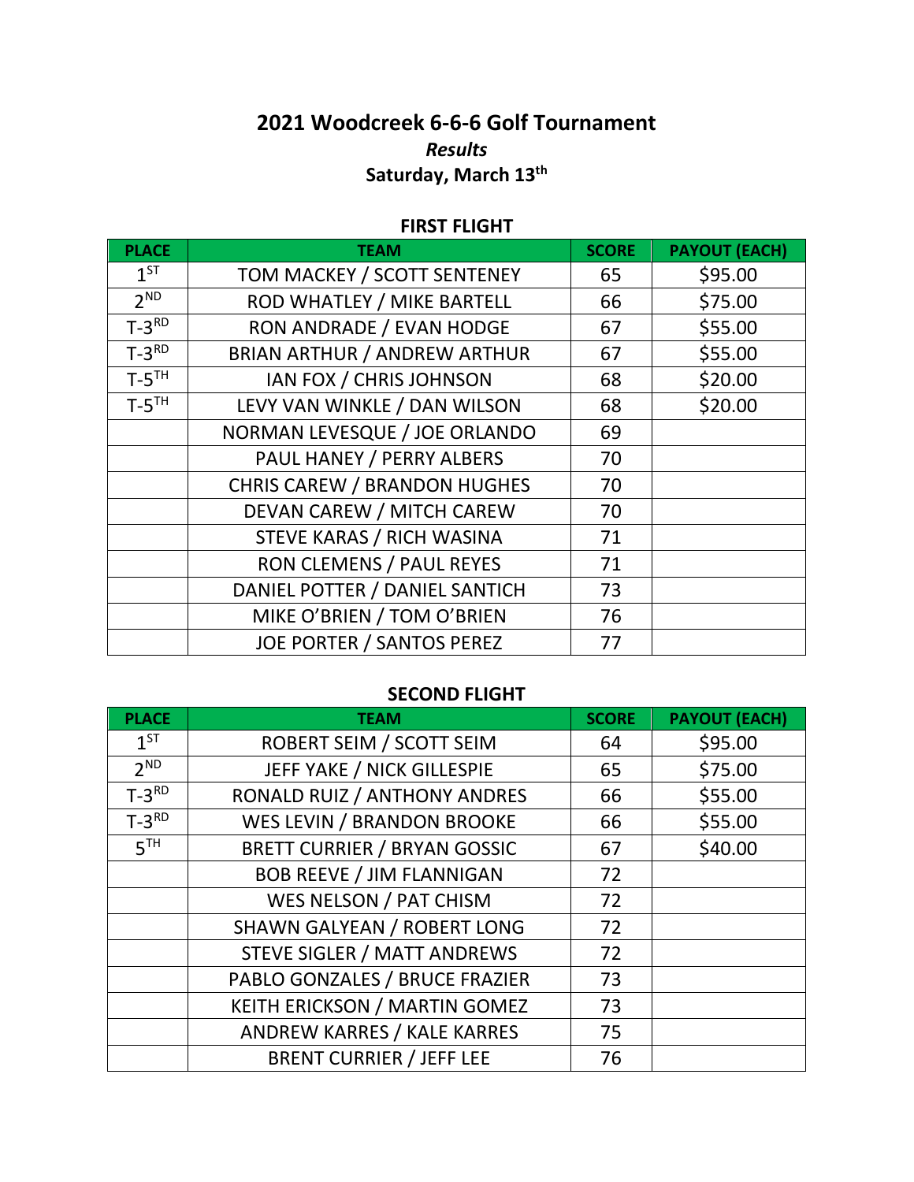# 2021 Woodcreek 6-6-6 Golf Tournament

## *Results*

### Saturday, March 13th

**FIRST FLIGHT**

| PLACE | TEAM | SCORE | PAYOUT (EACH) |
|---|---|---|---|
| 1ST | TOM MACKEY / SCOTT SENTENEY | 65 | \$95.00 |
| 2ND | ROD WHATLEY / MIKE BARTELL | 66 | \$75.00 |
| T-3RD | RON ANDRADE / EVAN HODGE | 67 | \$55.00 |
| T-3RD | BRIAN ARTHUR / ANDREW ARTHUR | 67 | \$55.00 |
| T-5TH | IAN FOX / CHRIS JOHNSON | 68 | \$20.00 |
| T-5TH | LEVY VAN WINKLE / DAN WILSON | 68 | \$20.00 |
| | NORMAN LEVESQUE / JOE ORLANDO | 69 | |
| | PAUL HANEY / PERRY ALBERS | 70 | |
| | CHRIS CAREW / BRANDON HUGHES | 70 | |
| | DEVAN CAREW / MITCH CAREW | 70 | |
| | STEVE KARAS / RICH WASINA | 71 | |
| | RON CLEMENS / PAUL REYES | 71 | |
| | DANIEL POTTER / DANIEL SANTICH | 73 | |
| | MIKE O'BRIEN / TOM O'BRIEN | 76 | |
| | JOE PORTER / SANTOS PEREZ | 77 | |

**SECOND FLIGHT**

| PLACE | TEAM | SCORE | PAYOUT (EACH) |
|---|---|---|---|
| 1ST | ROBERT SEIM / SCOTT SEIM | 64 | \$95.00 |
| 2ND | JEFF YAKE / NICK GILLESPIE | 65 | \$75.00 |
| T-3RD | RONALD RUIZ / ANTHONY ANDRES | 66 | \$55.00 |
| T-3RD | WES LEVIN / BRANDON BROOKE | 66 | \$55.00 |
| 5TH | BRETT CURRIER / BRYAN GOSSIC | 67 | \$40.00 |
| | BOB REEVE / JIM FLANNIGAN | 72 | |
| | WES NELSON / PAT CHISM | 72 | |
| | SHAWN GALYEAN / ROBERT LONG | 72 | |
| | STEVE SIGLER / MATT ANDREWS | 72 | |
| | PABLO GONZALES / BRUCE FRAZIER | 73 | |
| | KEITH ERICKSON / MARTIN GOMEZ | 73 | |
| | ANDREW KARRES / KALE KARRES | 75 | |
| | BRENT CURRIER / JEFF LEE | 76 | |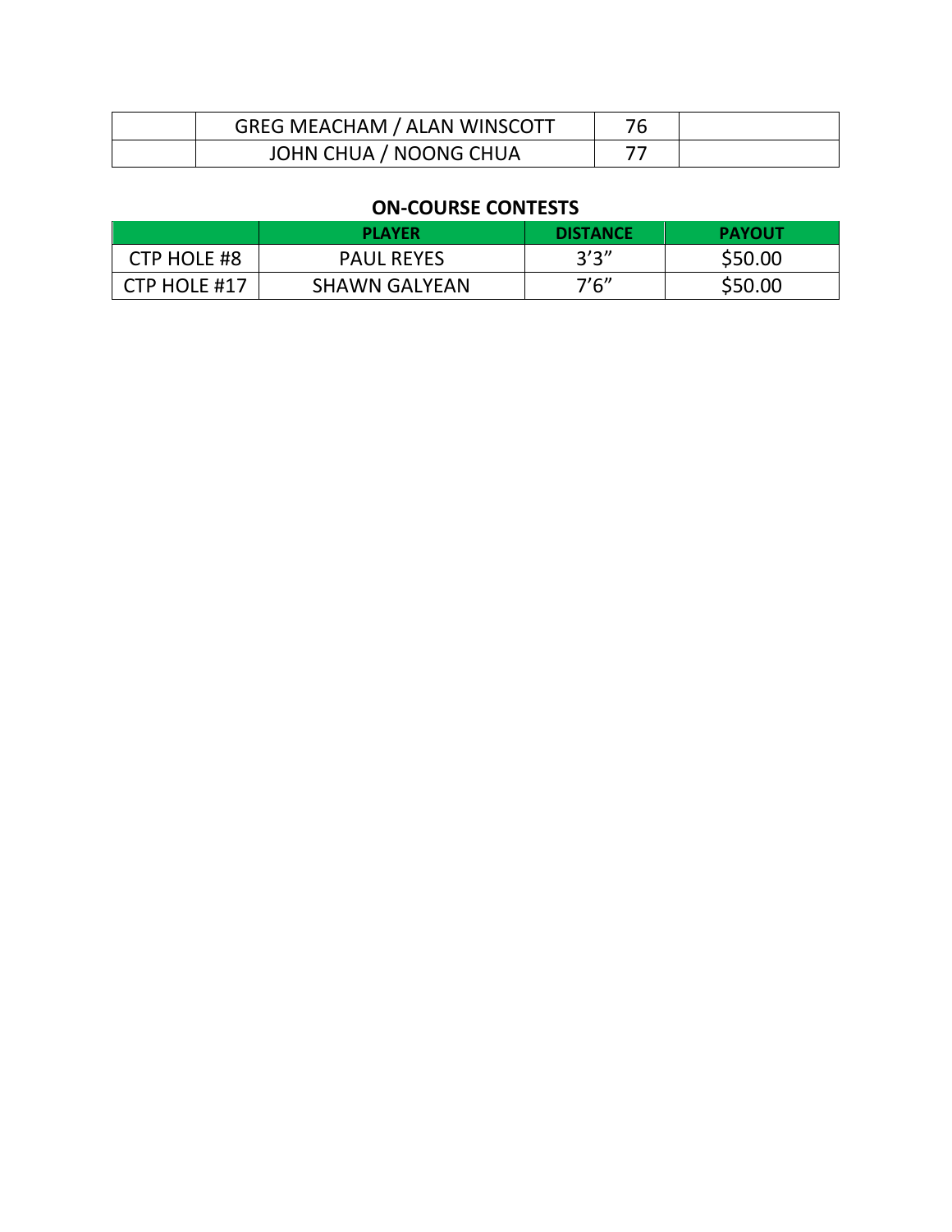| | | | |
|---|---|---|---|
| | GREG MEACHAM / ALAN WINSCOTT | 76 | |
| | JOHN CHUA / NOONG CHUA | 77 | |

**ON-COURSE CONTESTS**

| | PLAYER | DISTANCE | PAYOUT |
|---|---|---|---|
| CTP HOLE #8 | PAUL REYES | 3'3" | $50.00 |
| CTP HOLE #17 | SHAWN GALYEAN | 7'6" | $50.00 |